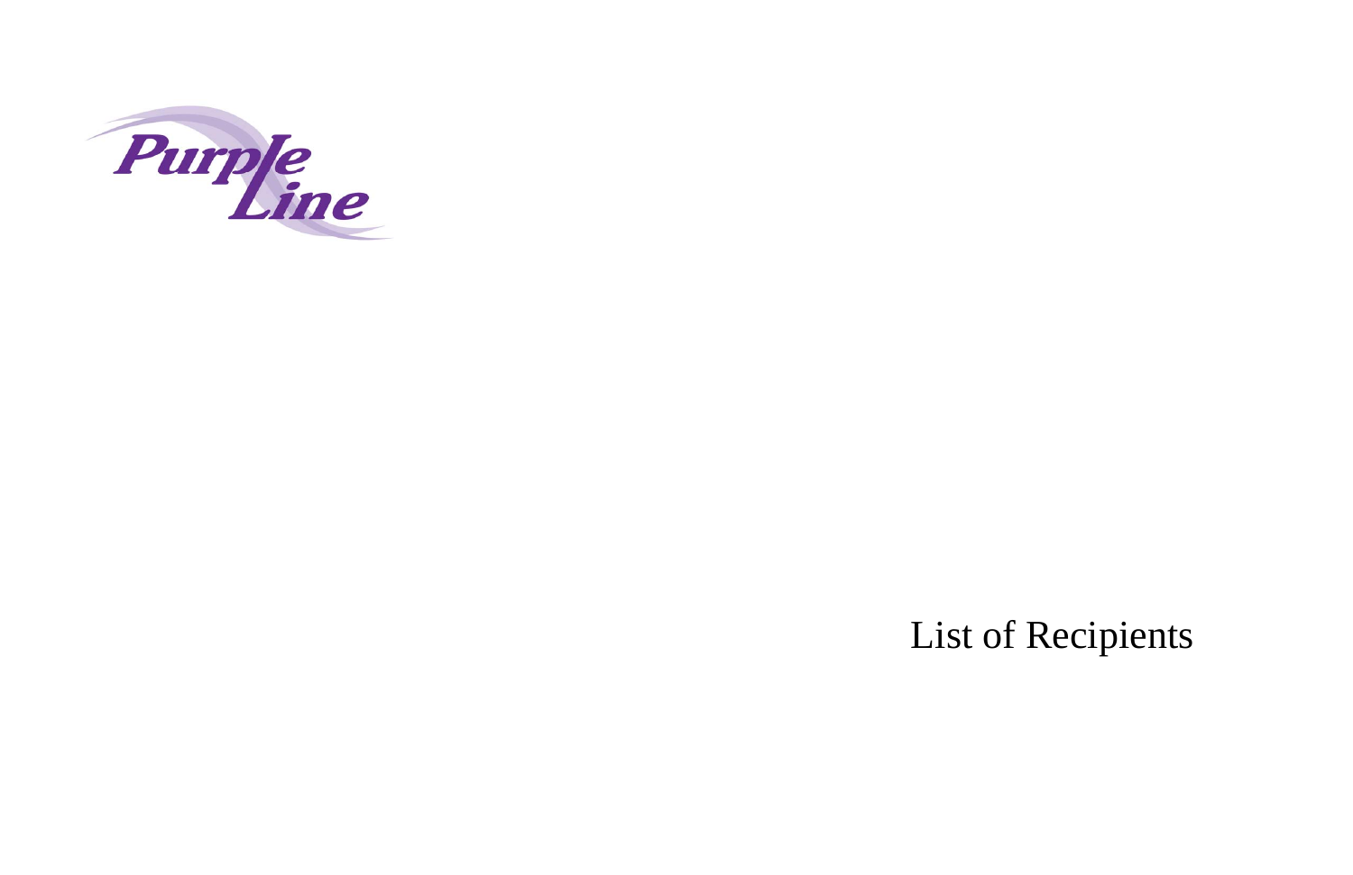Purple Line

# List of Recipients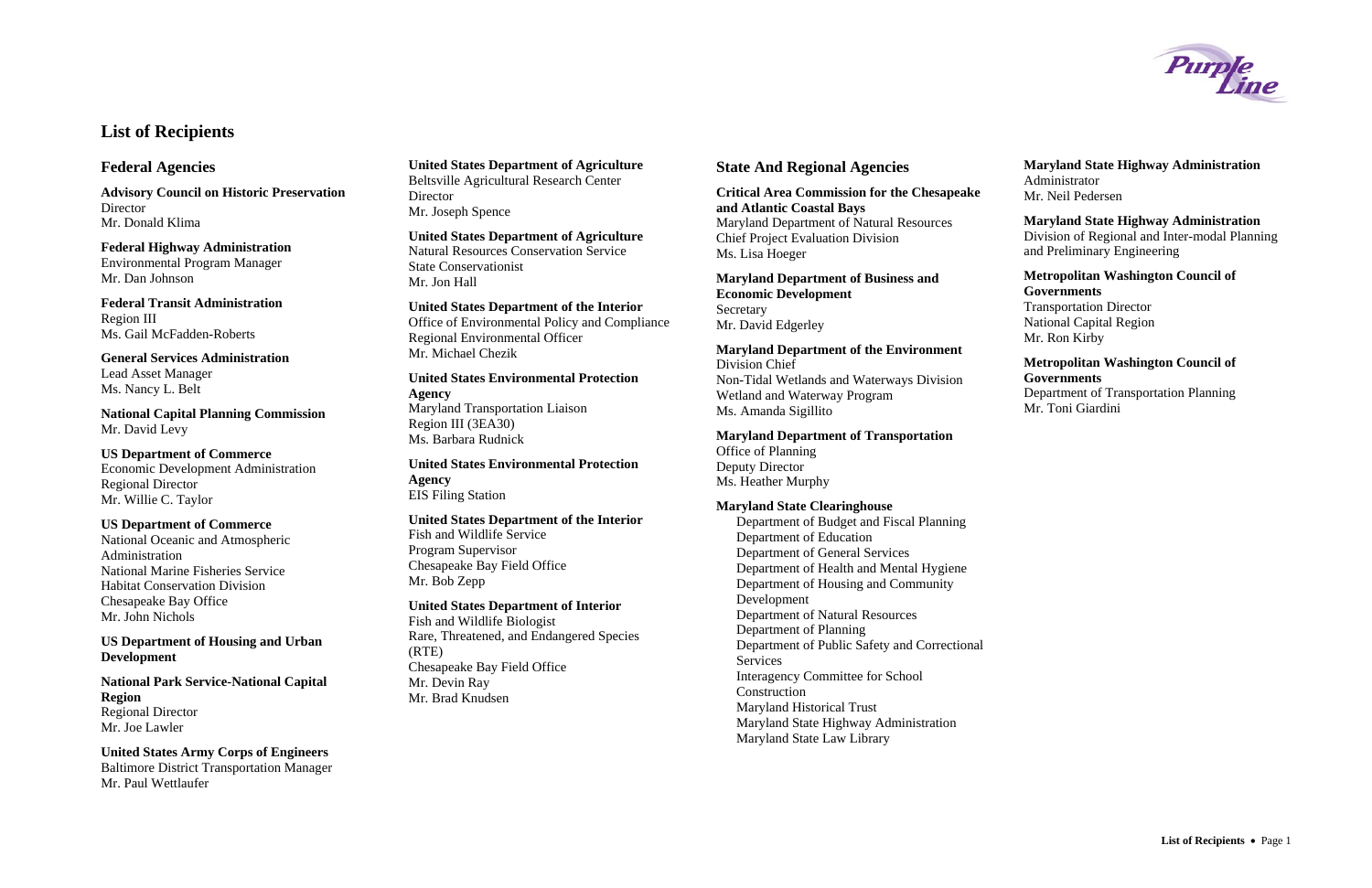# List of Recipients

## Federal Agencies

**Advisory Council on Historic Preservation**
Director
Mr. Donald Klima

**Federal Highway Administration**
Environmental Program Manager
Mr. Dan Johnson

**Federal Transit Administration**
Region III
Ms. Gail McFadden-Roberts

**General Services Administration**
Lead Asset Manager
Ms. Nancy L. Belt

**National Capital Planning Commission**
Mr. David Levy

**US Department of Commerce**
Economic Development Administration
Regional Director
Mr. Willie C. Taylor

**US Department of Commerce**
National Oceanic and Atmospheric Administration
National Marine Fisheries Service
Habitat Conservation Division
Chesapeake Bay Office
Mr. John Nichols

**US Department of Housing and Urban Development**

**National Park Service-National Capital Region**
Regional Director
Mr. Joe Lawler

**United States Army Corps of Engineers**
Baltimore District Transportation Manager
Mr. Paul Wettlaufer

**United States Department of Agriculture**
Beltsville Agricultural Research Center
Director
Mr. Joseph Spence

**United States Department of Agriculture**
Natural Resources Conservation Service
State Conservationist
Mr. Jon Hall

**United States Department of the Interior**
Office of Environmental Policy and Compliance
Regional Environmental Officer
Mr. Michael Chezik

**United States Environmental Protection Agency**
Maryland Transportation Liaison
Region III (3EA30)
Ms. Barbara Rudnick

**United States Environmental Protection Agency**
EIS Filing Station

**United States Department of the Interior**
Fish and Wildlife Service
Program Supervisor
Chesapeake Bay Field Office
Mr. Bob Zepp

**United States Department of Interior**
Fish and Wildlife Biologist
Rare, Threatened, and Endangered Species (RTE)
Chesapeake Bay Field Office
Mr. Devin Ray
Mr. Brad Knudsen

## State And Regional Agencies

**Critical Area Commission for the Chesapeake and Atlantic Coastal Bays**
Maryland Department of Natural Resources
Chief Project Evaluation Division
Ms. Lisa Hoeger

**Maryland Department of Business and Economic Development**
Secretary
Mr. David Edgerley

**Maryland Department of the Environment**
Division Chief
Non-Tidal Wetlands and Waterways Division
Wetland and Waterway Program
Ms. Amanda Sigillito

**Maryland Department of Transportation**
Office of Planning
Deputy Director
Ms. Heather Murphy

**Maryland State Clearinghouse**
- Department of Budget and Fiscal Planning
- Department of Education
- Department of General Services
- Department of Health and Mental Hygiene
- Department of Housing and Community Development
- Department of Natural Resources
- Department of Planning
- Department of Public Safety and Correctional Services
- Interagency Committee for School Construction
- Maryland Historical Trust
- Maryland State Highway Administration
- Maryland State Law Library

**Maryland State Highway Administration**
Administrator
Mr. Neil Pedersen

**Maryland State Highway Administration**
Division of Regional and Inter-modal Planning and Preliminary Engineering

**Metropolitan Washington Council of Governments**
Transportation Director
National Capital Region
Mr. Ron Kirby

**Metropolitan Washington Council of Governments**
Department of Transportation Planning
Mr. Toni Giardini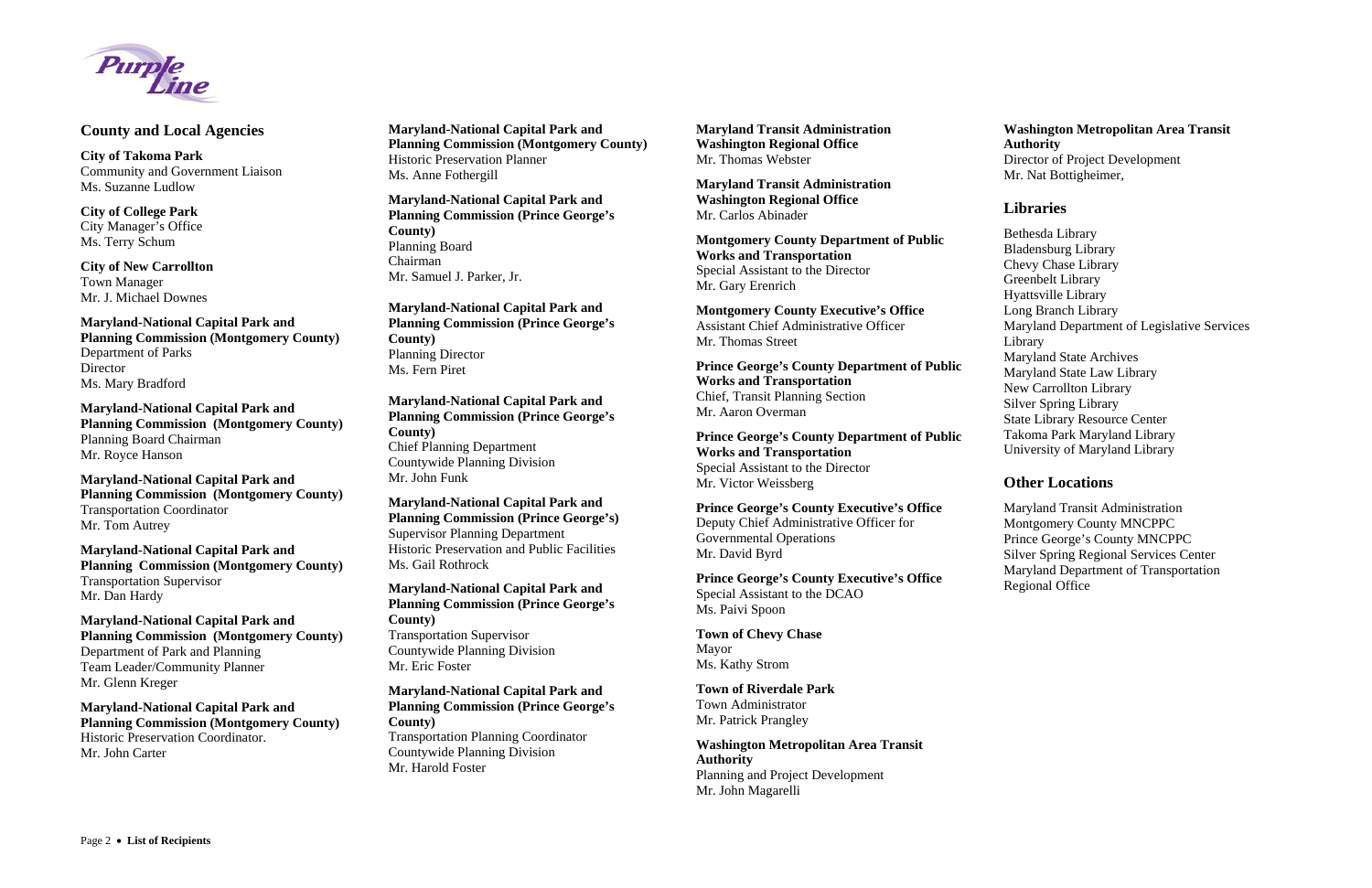## County and Local Agencies

**City of Takoma Park**
Community and Government Liaison
Ms. Suzanne Ludlow

**City of College Park**
City Manager's Office
Ms. Terry Schum

**City of New Carrollton**
Town Manager
Mr. J. Michael Downes

**Maryland-National Capital Park and Planning Commission (Montgomery County)**
Department of Parks
Director
Ms. Mary Bradford

**Maryland-National Capital Park and Planning Commission (Montgomery County)**
Planning Board Chairman
Mr. Royce Hanson

**Maryland-National Capital Park and Planning Commission (Montgomery County)**
Transportation Coordinator
Mr. Tom Autrey

**Maryland-National Capital Park and Planning Commission (Montgomery County)**
Transportation Supervisor
Mr. Dan Hardy

**Maryland-National Capital Park and Planning Commission (Montgomery County)**
Department of Park and Planning
Team Leader/Community Planner
Mr. Glenn Kreger

**Maryland-National Capital Park and Planning Commission (Montgomery County)**
Historic Preservation Coordinator.
Mr. John Carter

**Maryland-National Capital Park and Planning Commission (Montgomery County)**
Historic Preservation Planner
Ms. Anne Fothergill

**Maryland-National Capital Park and Planning Commission (Prince George's County)**
Planning Board
Chairman
Mr. Samuel J. Parker, Jr.

**Maryland-National Capital Park and Planning Commission (Prince George's County)**
Planning Director
Ms. Fern Piret

**Maryland-National Capital Park and Planning Commission (Prince George's County)**
Chief Planning Department
Countywide Planning Division
Mr. John Funk

**Maryland-National Capital Park and Planning Commission (Prince George's)**
Supervisor Planning Department
Historic Preservation and Public Facilities
Ms. Gail Rothrock

**Maryland-National Capital Park and Planning Commission (Prince George's County)**
Transportation Supervisor
Countywide Planning Division
Mr. Eric Foster

**Maryland-National Capital Park and Planning Commission (Prince George's County)**
Transportation Planning Coordinator
Countywide Planning Division
Mr. Harold Foster

**Maryland Transit Administration Washington Regional Office**
Mr. Thomas Webster

**Maryland Transit Administration Washington Regional Office**
Mr. Carlos Abinader

**Montgomery County Department of Public Works and Transportation**
Special Assistant to the Director
Mr. Gary Erenrich

**Montgomery County Executive's Office**
Assistant Chief Administrative Officer
Mr. Thomas Street

**Prince George's County Department of Public Works and Transportation**
Chief, Transit Planning Section
Mr. Aaron Overman

**Prince George's County Department of Public Works and Transportation**
Special Assistant to the Director
Mr. Victor Weissberg

**Prince George's County Executive's Office**
Deputy Chief Administrative Officer for Governmental Operations
Mr. David Byrd

**Prince George's County Executive's Office**
Special Assistant to the DCAO
Ms. Paivi Spoon

**Town of Chevy Chase**
Mayor
Ms. Kathy Strom

**Town of Riverdale Park**
Town Administrator
Mr. Patrick Prangley

**Washington Metropolitan Area Transit Authority**
Planning and Project Development
Mr. John Magarelli

**Washington Metropolitan Area Transit Authority**
Director of Project Development
Mr. Nat Bottigheimer,

## Libraries

Bethesda Library
Bladensburg Library
Chevy Chase Library
Greenbelt Library
Hyattsville Library
Long Branch Library
Maryland Department of Legislative Services Library
Maryland State Archives
Maryland State Law Library
New Carrollton Library
Silver Spring Library
State Library Resource Center
Takoma Park Maryland Library
University of Maryland Library

## Other Locations

Maryland Transit Administration
Montgomery County MNCPPC
Prince George's County MNCPPC
Silver Spring Regional Services Center
Maryland Department of Transportation Regional Office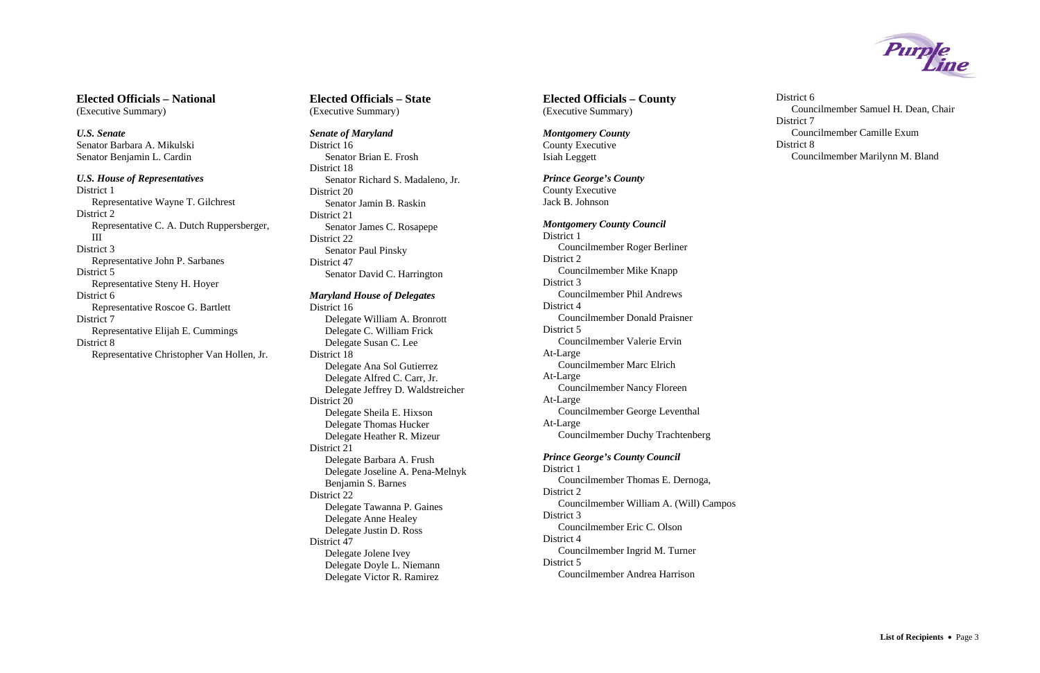## Elected Officials – National

(Executive Summary)

***U.S. Senate***

Senator Barbara A. Mikulski
Senator Benjamin L. Cardin

***U.S. House of Representatives***

District 1
  Representative Wayne T. Gilchrest
District 2
  Representative C. A. Dutch Ruppersberger, III
District 3
  Representative John P. Sarbanes
District 5
  Representative Steny H. Hoyer
District 6
  Representative Roscoe G. Bartlett
District 7
  Representative Elijah E. Cummings
District 8
  Representative Christopher Van Hollen, Jr.

## Elected Officials – State

(Executive Summary)

***Senate of Maryland***

District 16
  Senator Brian E. Frosh
District 18
  Senator Richard S. Madaleno, Jr.
District 20
  Senator Jamin B. Raskin
District 21
  Senator James C. Rosapepe
District 22
  Senator Paul Pinsky
District 47
  Senator David C. Harrington

***Maryland House of Delegates***

District 16
  Delegate William A. Bronrott
  Delegate C. William Frick
  Delegate Susan C. Lee
District 18
  Delegate Ana Sol Gutierrez
  Delegate Alfred C. Carr, Jr.
  Delegate Jeffrey D. Waldstreicher
District 20
  Delegate Sheila E. Hixson
  Delegate Thomas Hucker
  Delegate Heather R. Mizeur
District 21
  Delegate Barbara A. Frush
  Delegate Joseline A. Pena-Melnyk
  Benjamin S. Barnes
District 22
  Delegate Tawanna P. Gaines
  Delegate Anne Healey
  Delegate Justin D. Ross
District 47
  Delegate Jolene Ivey
  Delegate Doyle L. Niemann
  Delegate Victor R. Ramirez

## Elected Officials – County

(Executive Summary)

***Montgomery County***

County Executive
Isiah Leggett

***Prince George's County***

County Executive
Jack B. Johnson

***Montgomery County Council***

District 1
  Councilmember Roger Berliner
District 2
  Councilmember Mike Knapp
District 3
  Councilmember Phil Andrews
District 4
  Councilmember Donald Praisner
District 5
  Councilmember Valerie Ervin
At-Large
  Councilmember Marc Elrich
At-Large
  Councilmember Nancy Floreen
At-Large
  Councilmember George Leventhal
At-Large
  Councilmember Duchy Trachtenberg

***Prince George's County Council***

District 1
  Councilmember Thomas E. Dernoga,
District 2
  Councilmember William A. (Will) Campos
District 3
  Councilmember Eric C. Olson
District 4
  Councilmember Ingrid M. Turner
District 5
  Councilmember Andrea Harrison
District 6
  Councilmember Samuel H. Dean, Chair
District 7
  Councilmember Camille Exum
District 8
  Councilmember Marilynn M. Bland